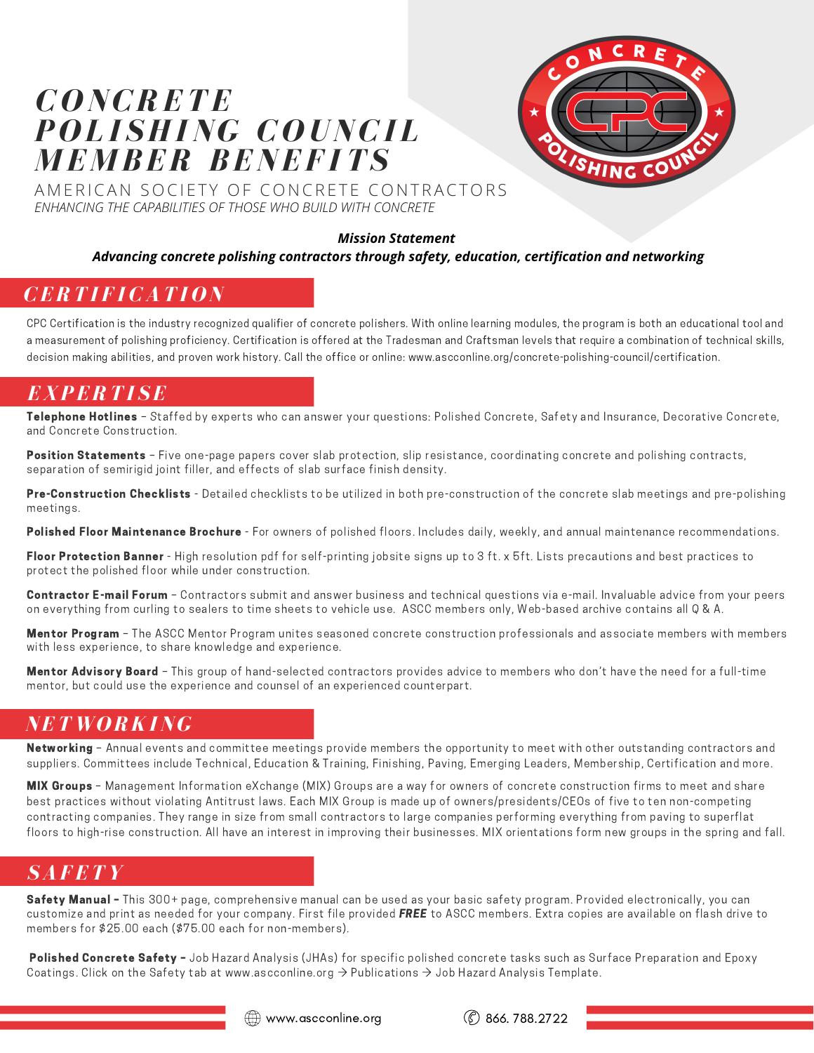# CONCRETE POLISHING COUNCIL MEMBER BENEFITS

AMERICAN SOCIETY OF CONCRETE CONTRACTORS

*ENHANCING THE CAPABILITIES OF THOSE WHO BUILD WITH CONCRETE*

***Mission Statement***

***Advancing concrete polishing contractors through safety, education, certification and networking***

## CERTIFICATION

CPC Certification is the industry recognized qualifier of concrete polishers. With online learning modules, the program is both an educational tool and a measurement of polishing proficiency. Certification is offered at the Tradesman and Craftsman levels that require a combination of technical skills, decision making abilities, and proven work history. Call the office or online: www.ascconline.org/concrete-polishing-council/certification.

## EXPERTISE

**Telephone Hotlines** – Staffed by experts who can answer your questions: Polished Concrete, Safety and Insurance, Decorative Concrete, and Concrete Construction.

**Position Statements** – Five one-page papers cover slab protection, slip resistance, coordinating concrete and polishing contracts, separation of semirigid joint filler, and effects of slab surface finish density.

**Pre-Construction Checklists** - Detailed checklists to be utilized in both pre-construction of the concrete slab meetings and pre-polishing meetings.

**Polished Floor Maintenance Brochure** - For owners of polished floors. Includes daily, weekly, and annual maintenance recommendations.

**Floor Protection Banner** - High resolution pdf for self-printing jobsite signs up to 3 ft. x 5ft. Lists precautions and best practices to protect the polished floor while under construction.

**Contractor E-mail Forum** – Contractors submit and answer business and technical questions via e-mail. Invaluable advice from your peers on everything from curling to sealers to time sheets to vehicle use. ASCC members only, Web-based archive contains all Q & A.

**Mentor Program** – The ASCC Mentor Program unites seasoned concrete construction professionals and associate members with members with less experience, to share knowledge and experience.

**Mentor Advisory Board** – This group of hand-selected contractors provides advice to members who don't have the need for a full-time mentor, but could use the experience and counsel of an experienced counterpart.

## NETWORKING

**Networking** – Annual events and committee meetings provide members the opportunity to meet with other outstanding contractors and suppliers. Committees include Technical, Education & Training, Finishing, Paving, Emerging Leaders, Membership, Certification and more.

**MIX Groups** – Management Information eXchange (MIX) Groups are a way for owners of concrete construction firms to meet and share best practices without violating Antitrust laws. Each MIX Group is made up of owners/presidents/CEOs of five to ten non-competing contracting companies. They range in size from small contractors to large companies performing everything from paving to superflat floors to high-rise construction. All have an interest in improving their businesses. MIX orientations form new groups in the spring and fall.

## SAFETY

**Safety Manual** – This 300+ page, comprehensive manual can be used as your basic safety program. Provided electronically, you can customize and print as needed for your company. First file provided ***FREE*** to ASCC members. Extra copies are available on flash drive to members for $25.00 each ($75.00 each for non-members).

**Polished Concrete Safety** – Job Hazard Analysis (JHAs) for specific polished concrete tasks such as Surface Preparation and Epoxy Coatings. Click on the Safety tab at www.ascconline.org → Publications → Job Hazard Analysis Template.

www.ascconline.org 866. 788.2722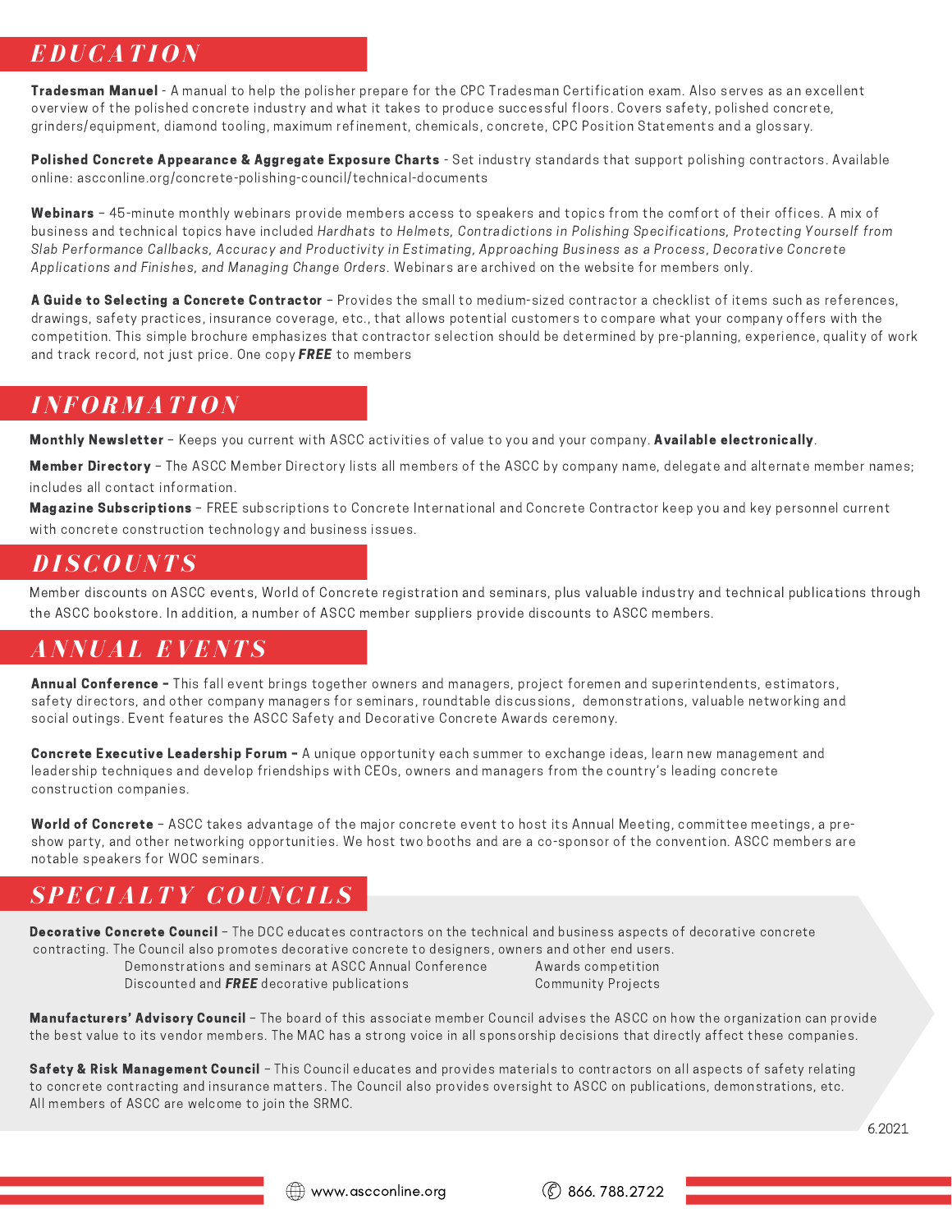## EDUCATION

**Tradesman Manuel** - A manual to help the polisher prepare for the CPC Tradesman Certification exam. Also serves as an excellent overview of the polished concrete industry and what it takes to produce successful floors. Covers safety, polished concrete, grinders/equipment, diamond tooling, maximum refinement, chemicals, concrete, CPC Position Statements and a glossary.

**Polished Concrete Appearance & Aggregate Exposure Charts** - Set industry standards that support polishing contractors. Available online: ascconline.org/concrete-polishing-council/technical-documents

**Webinars** – 45-minute monthly webinars provide members access to speakers and topics from the comfort of their offices. A mix of business and technical topics have included *Hardhats to Helmets, Contradictions in Polishing Specifications, Protecting Yourself from Slab Performance Callbacks, Accuracy and Productivity in Estimating, Approaching Business as a Process, Decorative Concrete Applications and Finishes, and Managing Change Orders*. Webinars are archived on the website for members only.

**A Guide to Selecting a Concrete Contractor** – Provides the small to medium-sized contractor a checklist of items such as references, drawings, safety practices, insurance coverage, etc., that allows potential customers to compare what your company offers with the competition. This simple brochure emphasizes that contractor selection should be determined by pre-planning, experience, quality of work and track record, not just price. One copy ***FREE*** to members

## INFORMATION

**Monthly Newsletter** – Keeps you current with ASCC activities of value to you and your company. **Available electronically**.

**Member Directory** – The ASCC Member Directory lists all members of the ASCC by company name, delegate and alternate member names; includes all contact information.

**Magazine Subscriptions** – FREE subscriptions to Concrete International and Concrete Contractor keep you and key personnel current with concrete construction technology and business issues.

## DISCOUNTS

Member discounts on ASCC events, World of Concrete registration and seminars, plus valuable industry and technical publications through the ASCC bookstore. In addition, a number of ASCC member suppliers provide discounts to ASCC members.

## ANNUAL EVENTS

**Annual Conference –** This fall event brings together owners and managers, project foremen and superintendents, estimators, safety directors, and other company managers for seminars, roundtable discussions, demonstrations, valuable networking and social outings. Event features the ASCC Safety and Decorative Concrete Awards ceremony.

**Concrete Executive Leadership Forum –** A unique opportunity each summer to exchange ideas, learn new management and leadership techniques and develop friendships with CEOs, owners and managers from the country's leading concrete construction companies.

**World of Concrete** – ASCC takes advantage of the major concrete event to host its Annual Meeting, committee meetings, a pre-show party, and other networking opportunities. We host two booths and are a co-sponsor of the convention. ASCC members are notable speakers for WOC seminars.

## SPECIALTY COUNCILS

**Decorative Concrete Council** – The DCC educates contractors on the technical and business aspects of decorative concrete contracting. The Council also promotes decorative concrete to designers, owners and other end users.

- Demonstrations and seminars at ASCC Annual Conference
- Awards competition
- Discounted and ***FREE*** decorative publications
- Community Projects

**Manufacturers' Advisory Council** – The board of this associate member Council advises the ASCC on how the organization can provide the best value to its vendor members. The MAC has a strong voice in all sponsorship decisions that directly affect these companies.

**Safety & Risk Management Council** – This Council educates and provides materials to contractors on all aspects of safety relating to concrete contracting and insurance matters. The Council also provides oversight to ASCC on publications, demonstrations, etc. All members of ASCC are welcome to join the SRMC.

6.2021

www.ascconline.org 866. 788.2722